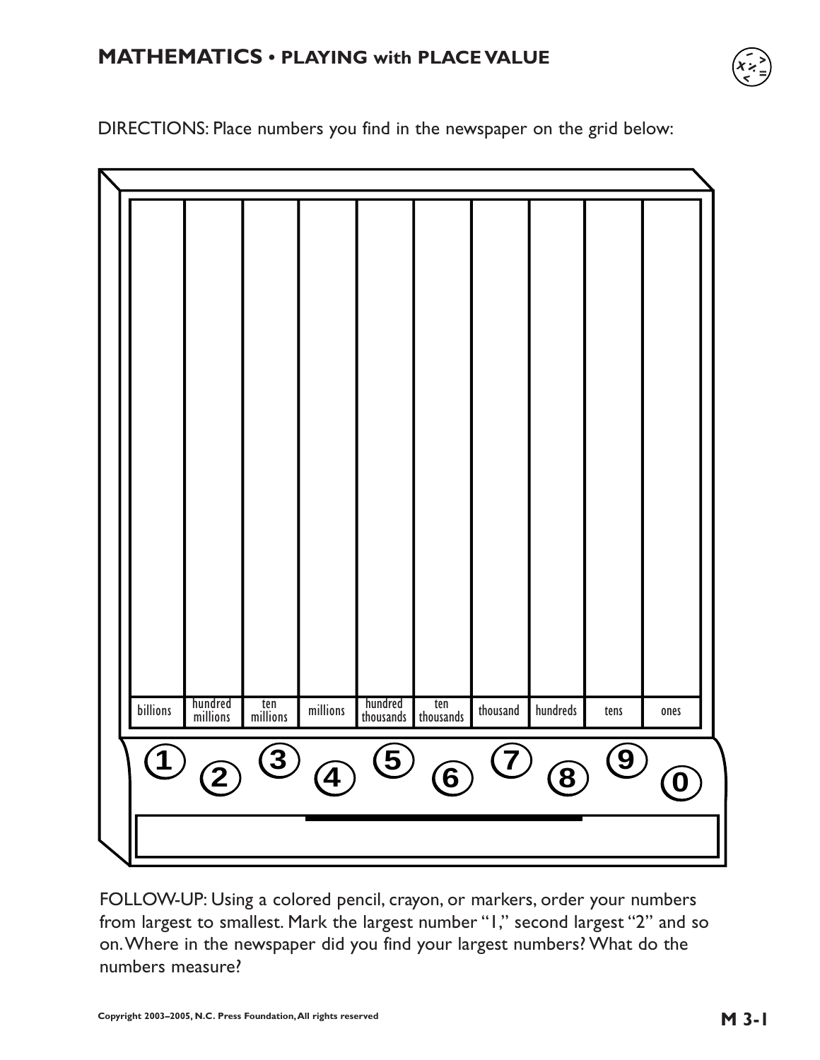## MATHEMATICS • PLAYING with PLACE VALUE

DIRECTIONS: Place numbers you find in the newspaper on the grid below:

| billions | hundred millions | ten millions | millions | hundred thousands | ten thousands | thousand | hundreds | tens | ones |
|---|---|---|---|---|---|---|---|---|---|
| | | | | | | | | | |

1 2 3 4 5 6 7 8 9 0

FOLLOW-UP: Using a colored pencil, crayon, or markers, order your numbers from largest to smallest. Mark the largest number "1," second largest "2" and so on. Where in the newspaper did you find your largest numbers? What do the numbers measure?

Copyright 2003–2005, N.C. Press Foundation, All rights reserved

M 3-1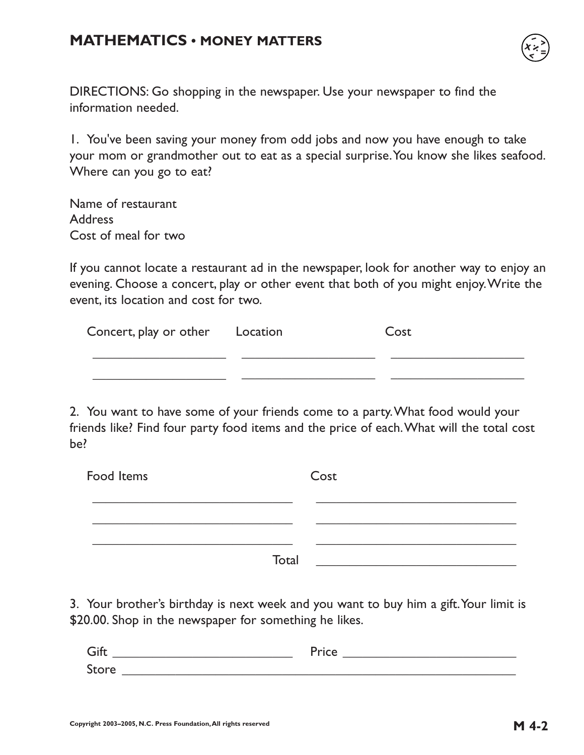## MATHEMATICS • MONEY MATTERS

DIRECTIONS: Go shopping in the newspaper. Use your newspaper to find the information needed.

1. You've been saving your money from odd jobs and now you have enough to take your mom or grandmother out to eat as a special surprise. You know she likes seafood. Where can you go to eat?

Name of restaurant
Address
Cost of meal for two

If you cannot locate a restaurant ad in the newspaper, look for another way to enjoy an evening. Choose a concert, play or other event that both of you might enjoy. Write the event, its location and cost for two.

| Concert, play or other | Location | Cost |
|---|---|---|
| ____________________ | ____________________ | ____________________ |
| ____________________ | ____________________ | ____________________ |

2. You want to have some of your friends come to a party. What food would your friends like? Find four party food items and the price of each. What will the total cost be?

| Food Items | Cost |
|---|---|
| ______________________________ | ______________________________ |
| ______________________________ | ______________________________ |
| ______________________________ | ______________________________ |
| Total | ______________________________ |

3. Your brother's birthday is next week and you want to buy him a gift. Your limit is $20.00. Shop in the newspaper for something he likes.

Gift ___________________________ Price ___________________________
Store ___________________________________________________________

Copyright 2003–2005, N.C. Press Foundation, All rights reserved

M 4-2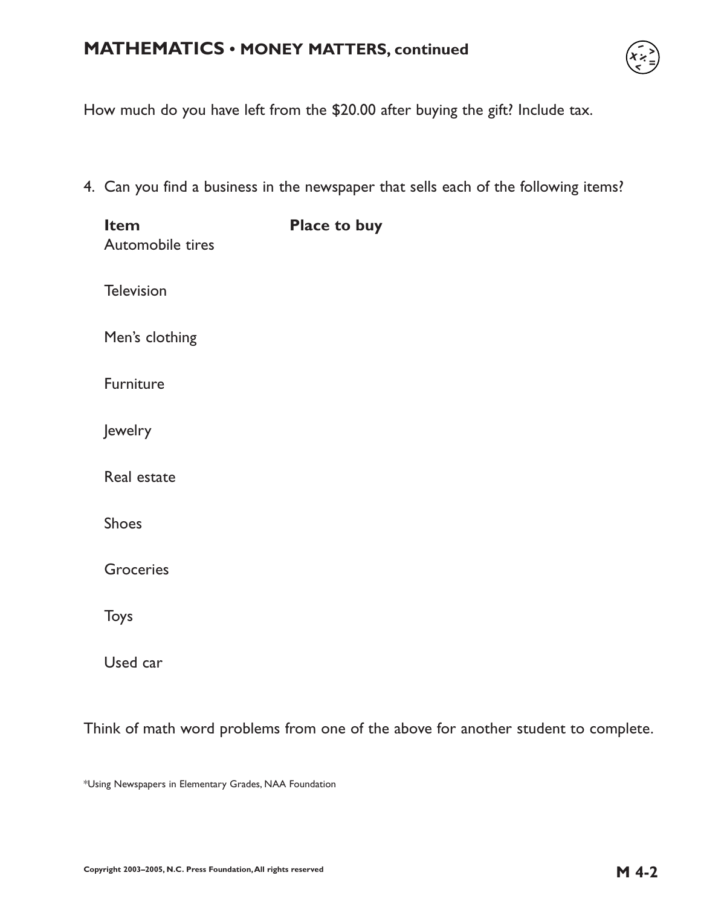## MATHEMATICS • MONEY MATTERS, continued

How much do you have left from the $20.00 after buying the gift? Include tax.

4. Can you find a business in the newspaper that sells each of the following items?

| Item | Place to buy |
|---|---|
| Automobile tires | |
| Television | |
| Men's clothing | |
| Furniture | |
| Jewelry | |
| Real estate | |
| Shoes | |
| Groceries | |
| Toys | |
| Used car | |

Think of math word problems from one of the above for another student to complete.

*Using Newspapers in Elementary Grades, NAA Foundation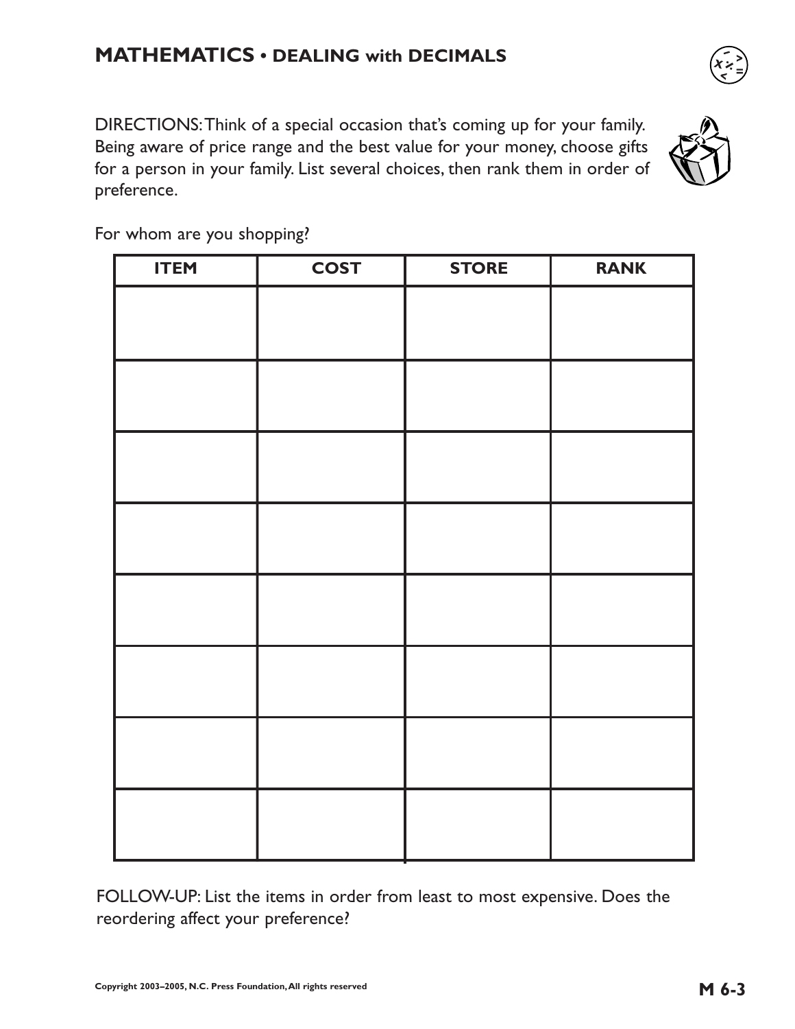## MATHEMATICS • DEALING with DECIMALS

DIRECTIONS: Think of a special occasion that's coming up for your family. Being aware of price range and the best value for your money, choose gifts for a person in your family. List several choices, then rank them in order of preference.

For whom are you shopping?

| ITEM | COST | STORE | RANK |
|---|---|---|---|
| | | | |
| | | | |
| | | | |
| | | | |
| | | | |
| | | | |
| | | | |
| | | | |

FOLLOW-UP: List the items in order from least to most expensive. Does the reordering affect your preference?

Copyright 2003–2005, N.C. Press Foundation, All rights reserved

M 6-3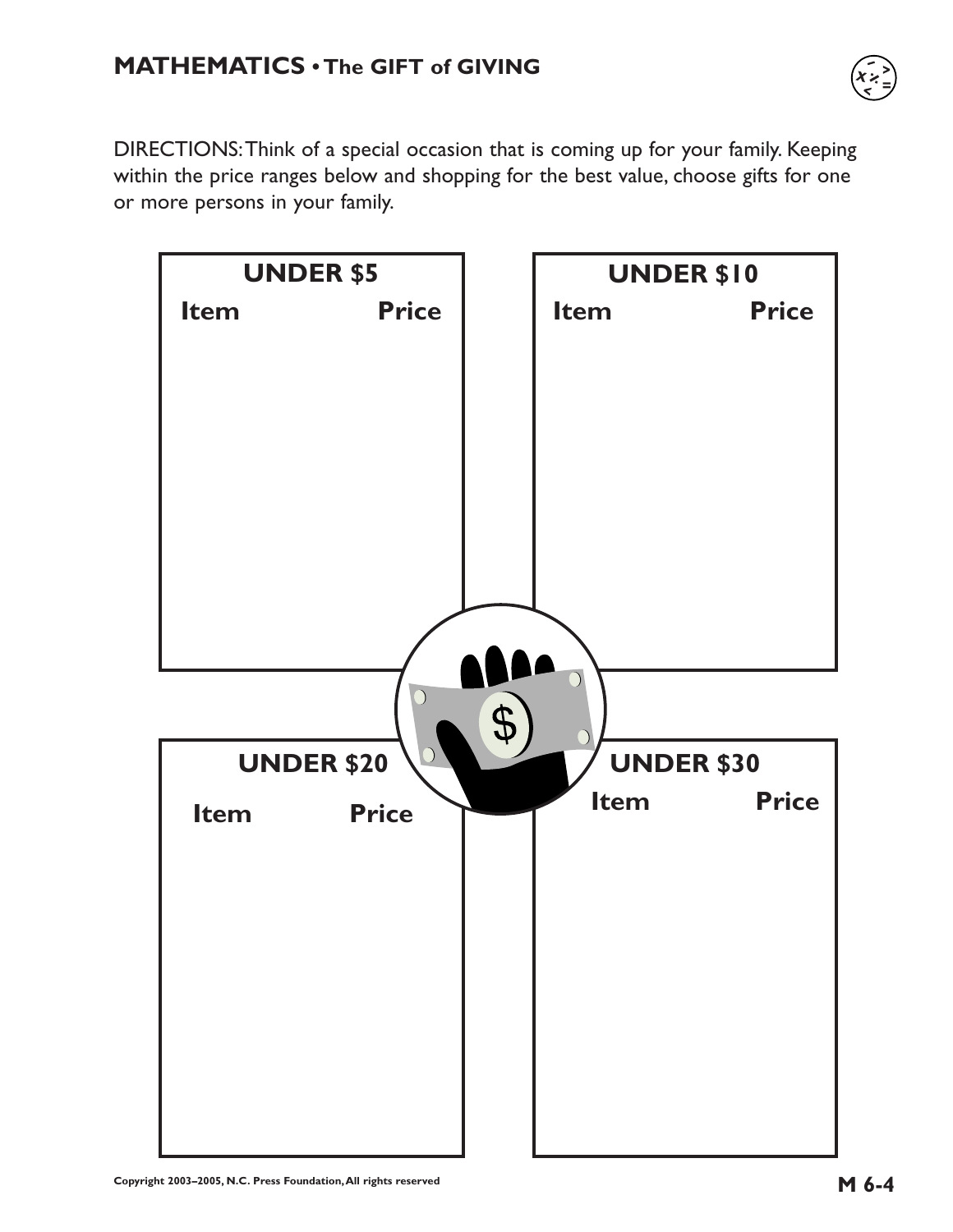## MATHEMATICS • The GIFT of GIVING

DIRECTIONS: Think of a special occasion that is coming up for your family. Keeping within the price ranges below and shopping for the best value, choose gifts for one or more persons in your family.

**UNDER $5**

| Item | Price |
| --- | --- |
| | |

**UNDER $10**

| Item | Price |
| --- | --- |
| | |

**UNDER $20**

| Item | Price |
| --- | --- |
| | |

**UNDER $30**

| Item | Price |
| --- | --- |
| | |

Copyright 2003–2005, N.C. Press Foundation, All rights reserved

M 6-4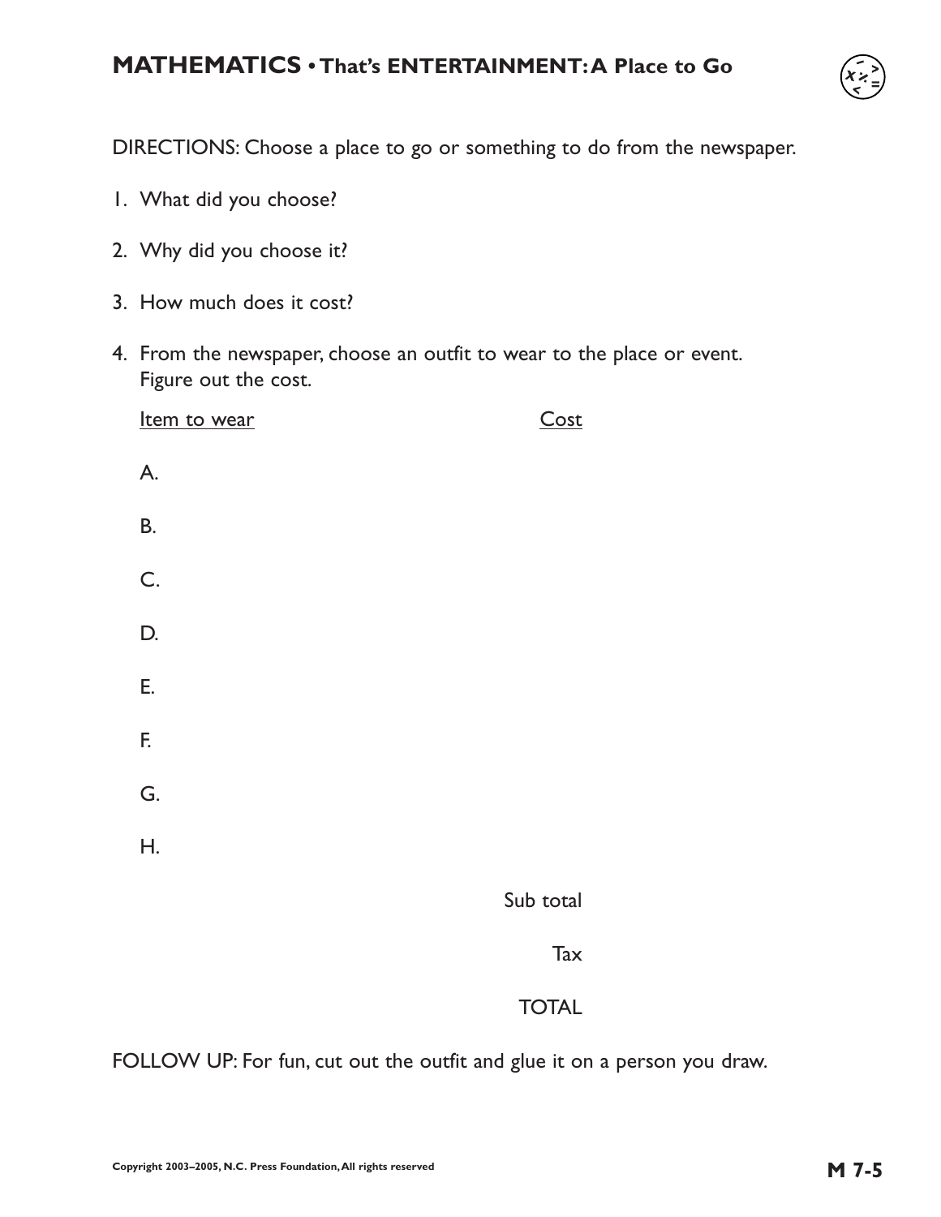# MATHEMATICS • That's ENTERTAINMENT: A Place to Go

DIRECTIONS: Choose a place to go or something to do from the newspaper.

1. What did you choose?

2. Why did you choose it?

3. How much does it cost?

4. From the newspaper, choose an outfit to wear to the place or event. Figure out the cost.

| Item to wear | Cost |
|---|---|
| A. | |
| B. | |
| C. | |
| D. | |
| E. | |
| F. | |
| G. | |
| H. | |
| | Sub total |
| | Tax |
| | TOTAL |

FOLLOW UP: For fun, cut out the outfit and glue it on a person you draw.

Copyright 2003–2005, N.C. Press Foundation, All rights reserved

M 7-5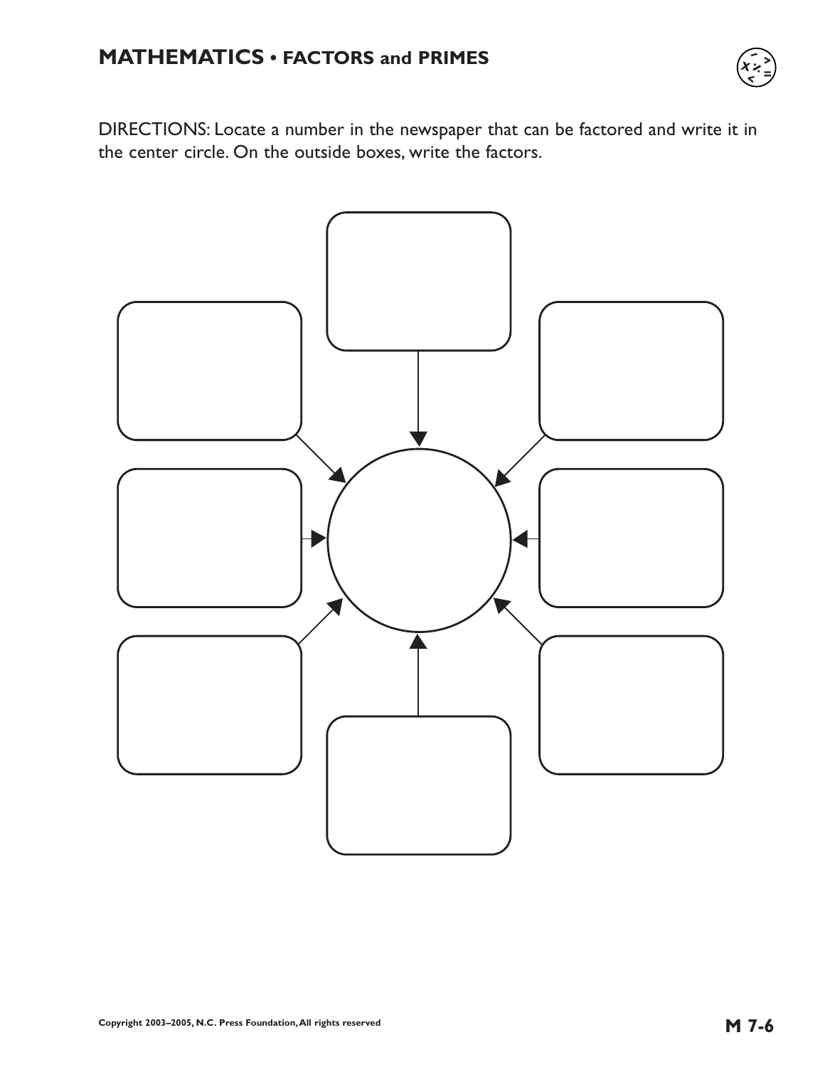# MATHEMATICS • FACTORS and PRIMES

DIRECTIONS: Locate a number in the newspaper that can be factored and write it in the center circle. On the outside boxes, write the factors.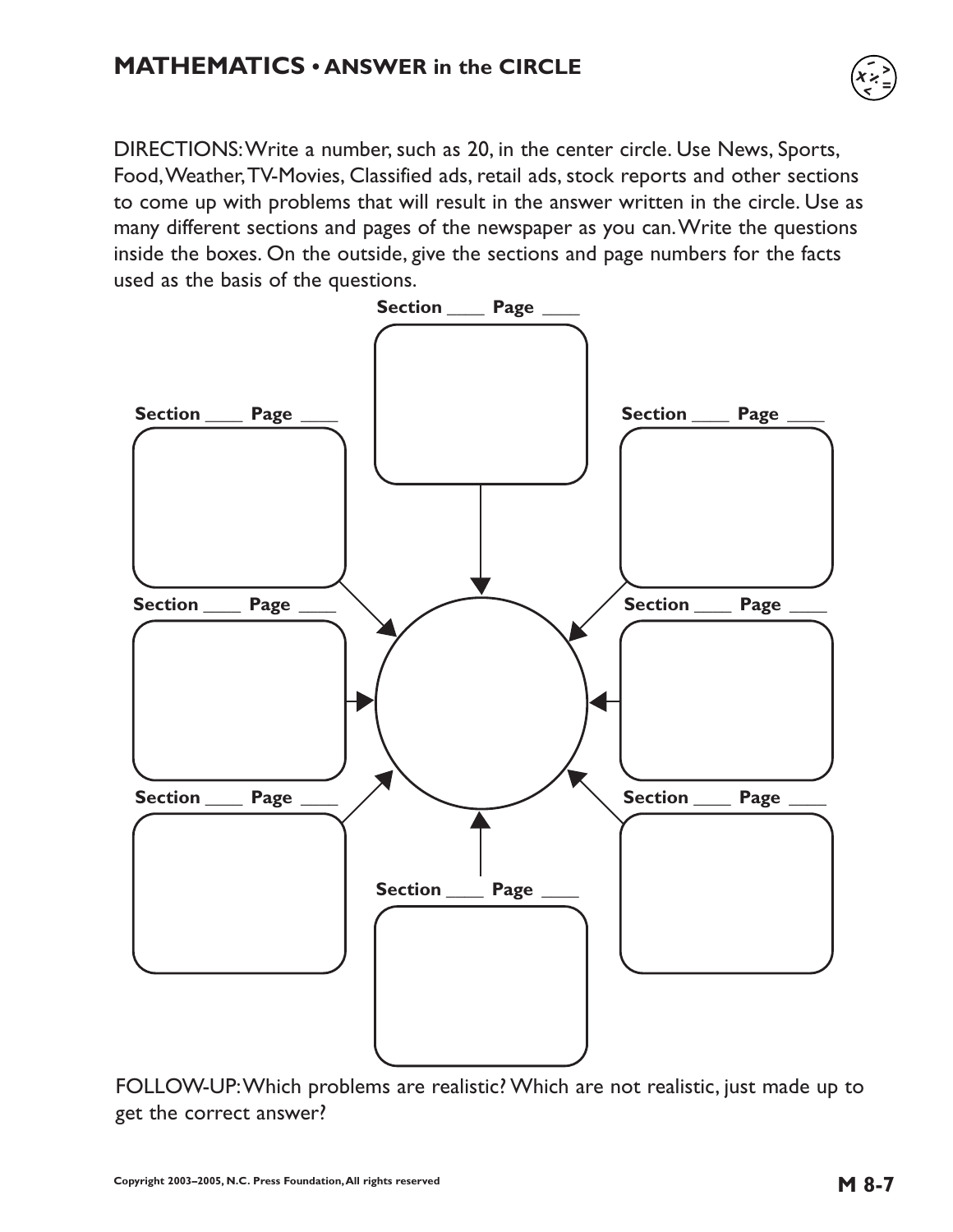## MATHEMATICS • ANSWER in the CIRCLE

DIRECTIONS: Write a number, such as 20, in the center circle. Use News, Sports, Food, Weather, TV-Movies, Classified ads, retail ads, stock reports and other sections to come up with problems that will result in the answer written in the circle. Use as many different sections and pages of the newspaper as you can. Write the questions inside the boxes. On the outside, give the sections and page numbers for the facts used as the basis of the questions.

**Section ____ Page ____**

**Section ____ Page ____**

**Section ____ Page ____**

**Section ____ Page ____**

**Section ____ Page ____**

**Section ____ Page ____**

**Section ____ Page ____**

**Section ____ Page ____**

FOLLOW-UP: Which problems are realistic? Which are not realistic, just made up to get the correct answer?

Copyright 2003–2005, N.C. Press Foundation, All rights reserved

**M 8-7**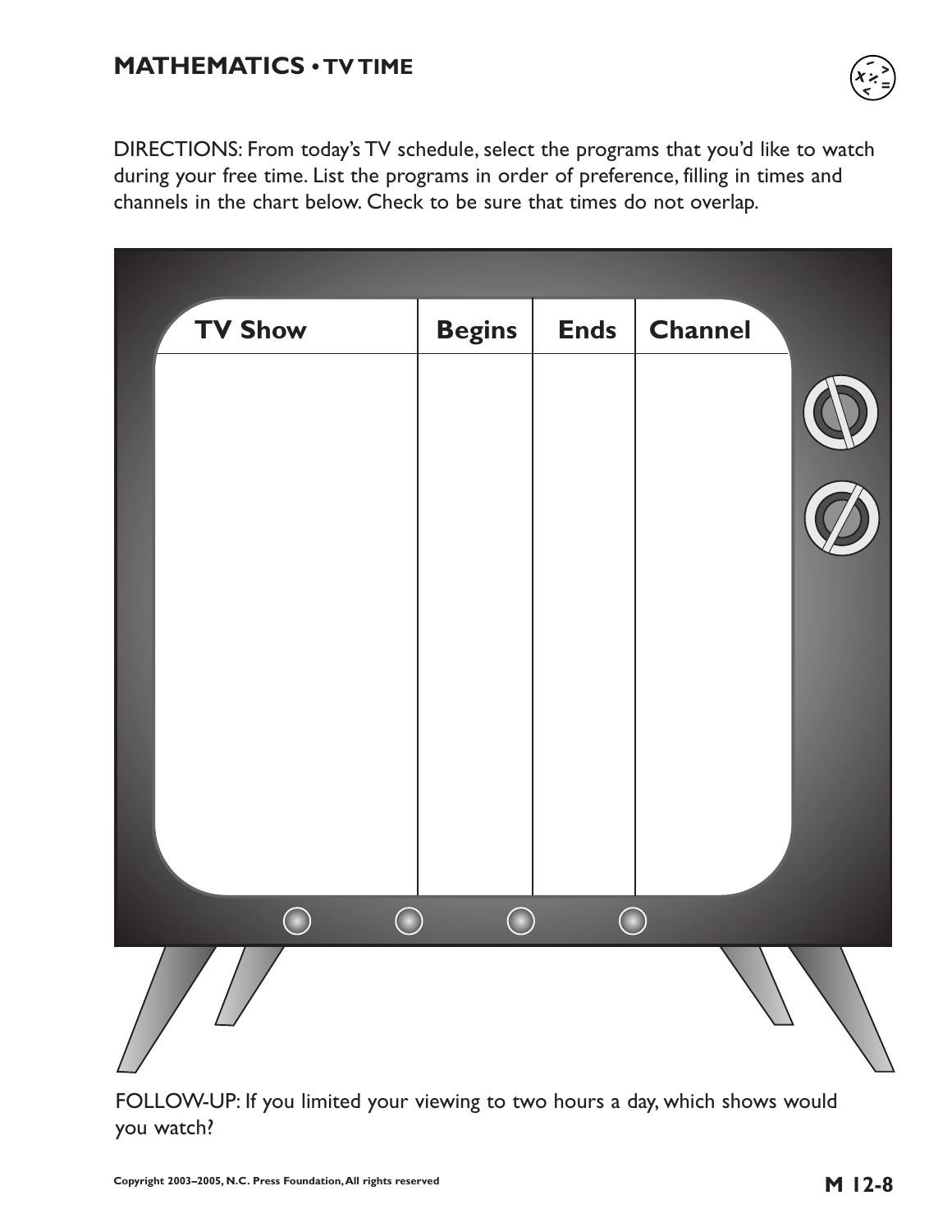## MATHEMATICS • TV TIME

DIRECTIONS: From today's TV schedule, select the programs that you'd like to watch during your free time. List the programs in order of preference, filling in times and channels in the chart below. Check to be sure that times do not overlap.

| TV Show | Begins | Ends | Channel |
|---|---|---|---|
| | | | |

FOLLOW-UP: If you limited your viewing to two hours a day, which shows would you watch?

Copyright 2003–2005, N.C. Press Foundation, All rights reserved

M 12-8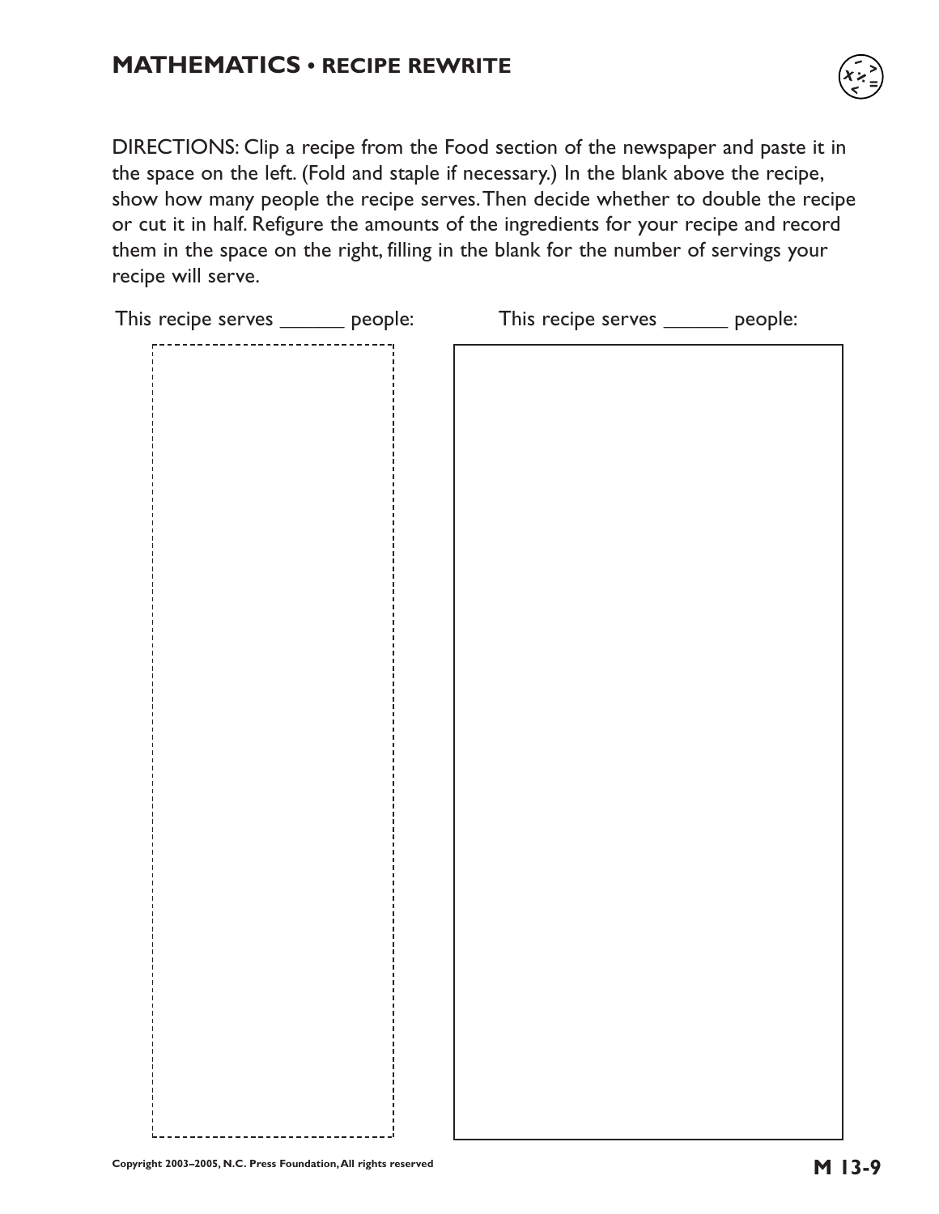## MATHEMATICS • RECIPE REWRITE

DIRECTIONS: Clip a recipe from the Food section of the newspaper and paste it in the space on the left. (Fold and staple if necessary.) In the blank above the recipe, show how many people the recipe serves. Then decide whether to double the recipe or cut it in half. Refigure the amounts of the ingredients for your recipe and record them in the space on the right, filling in the blank for the number of servings your recipe will serve.

This recipe serves ______ people:

This recipe serves ______ people:

Copyright 2003–2005, N.C. Press Foundation, All rights reserved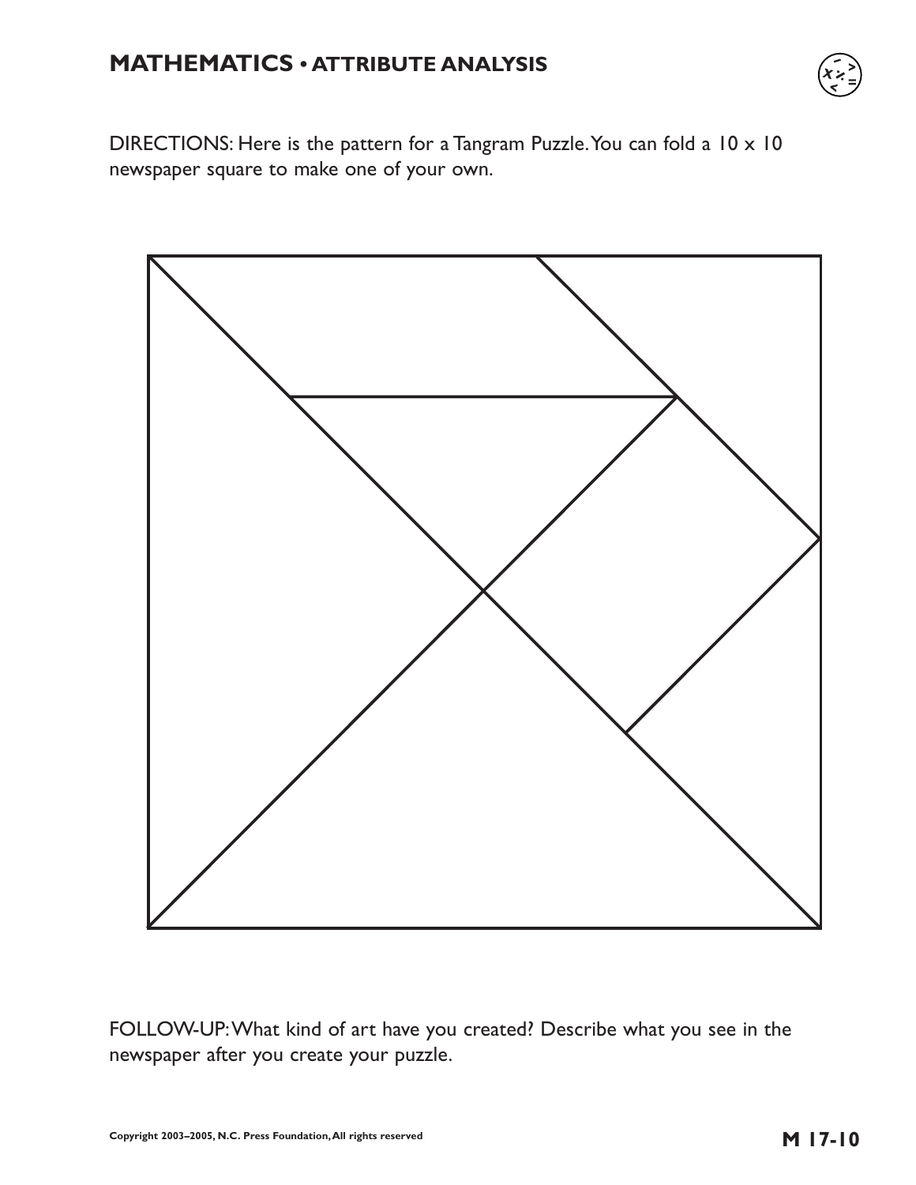## MATHEMATICS • ATTRIBUTE ANALYSIS

DIRECTIONS: Here is the pattern for a Tangram Puzzle. You can fold a 10 x 10 newspaper square to make one of your own.

FOLLOW-UP: What kind of art have you created? Describe what you see in the newspaper after you create your puzzle.

Copyright 2003–2005, N.C. Press Foundation, All rights reserved

**M 17-10**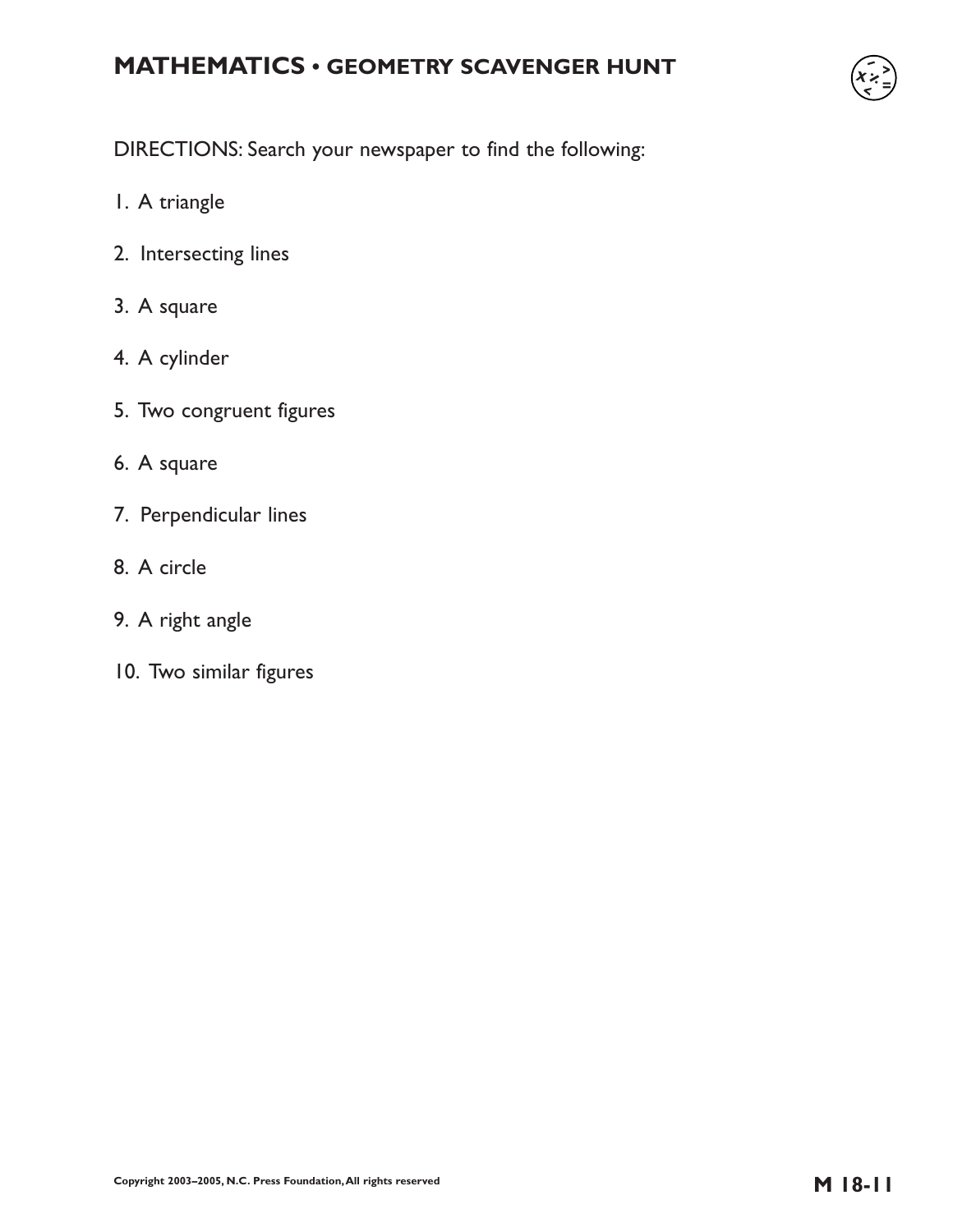# MATHEMATICS • GEOMETRY SCAVENGER HUNT

DIRECTIONS: Search your newspaper to find the following:

1. A triangle
2. Intersecting lines
3. A square
4. A cylinder
5. Two congruent figures
6. A square
7. Perpendicular lines
8. A circle
9. A right angle
10. Two similar figures

Copyright 2003–2005, N.C. Press Foundation, All rights reserved

**M 18-11**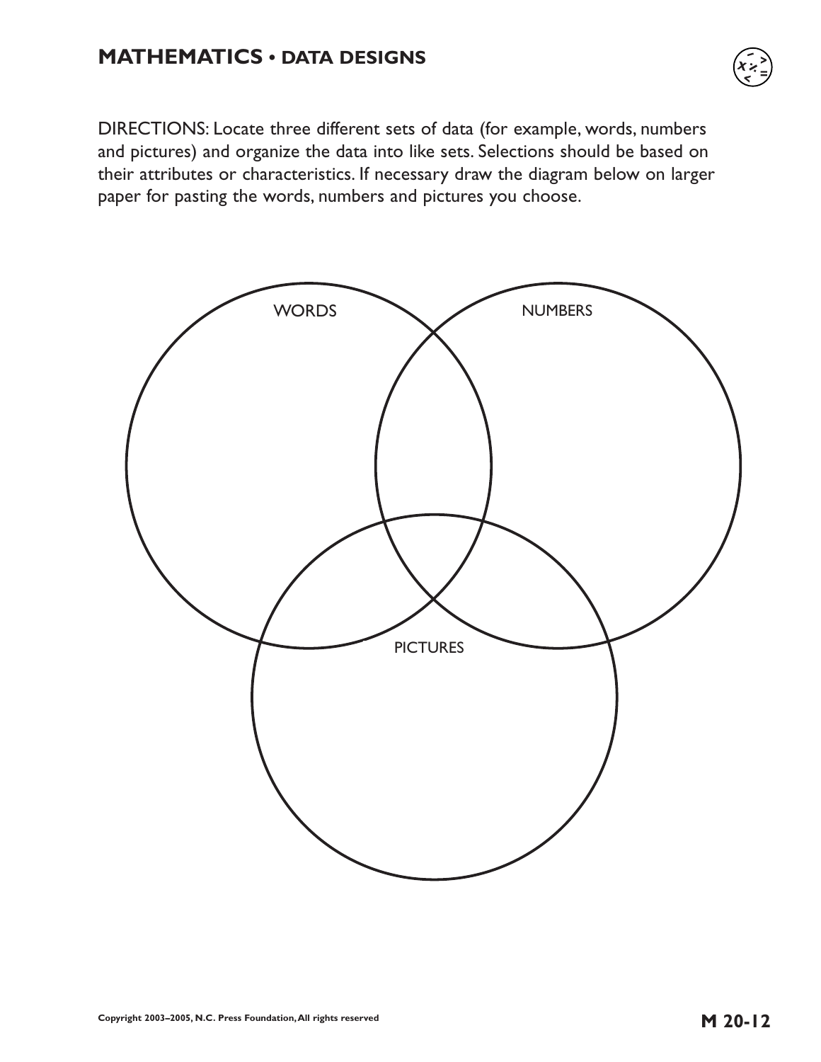# MATHEMATICS • DATA DESIGNS

DIRECTIONS: Locate three different sets of data (for example, words, numbers and pictures) and organize the data into like sets. Selections should be based on their attributes or characteristics. If necessary draw the diagram below on larger paper for pasting the words, numbers and pictures you choose.

WORDS

NUMBERS

PICTURES

Copyright 2003–2005, N.C. Press Foundation, All rights reserved

M 20-12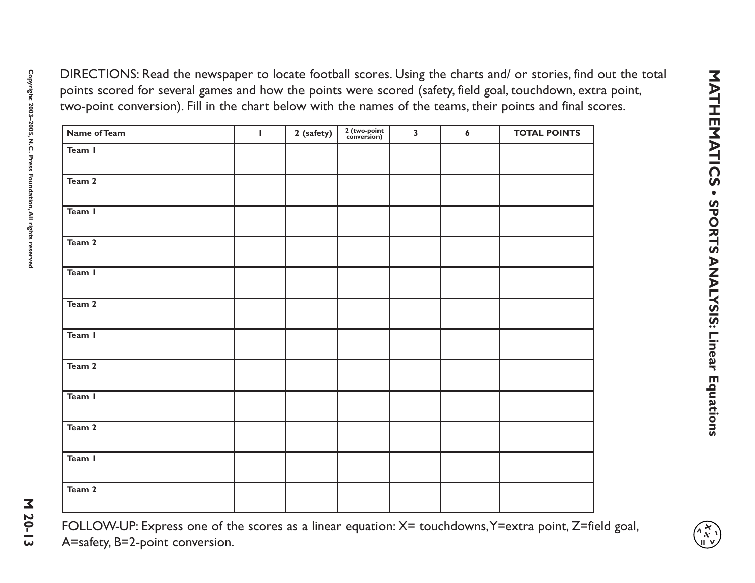DIRECTIONS: Read the newspaper to locate football scores. Using the charts and/ or stories, find out the total points scored for several games and how the points were scored (safety, field goal, touchdown, extra point, two-point conversion). Fill in the chart below with the names of the teams, their points and final scores.

| Name of Team | 1 | 2 (safety) | 2 (two-point conversion) | 3 | 6 | TOTAL POINTS |
|---|---|---|---|---|---|---|
| Team 1 | | | | | | |
| Team 2 | | | | | | |
| Team 1 | | | | | | |
| Team 2 | | | | | | |
| Team 1 | | | | | | |
| Team 2 | | | | | | |
| Team 1 | | | | | | |
| Team 2 | | | | | | |
| Team 1 | | | | | | |
| Team 2 | | | | | | |
| Team 1 | | | | | | |
| Team 2 | | | | | | |

FOLLOW-UP: Express one of the scores as a linear equation: X= touchdowns, Y=extra point, Z=field goal, A=safety, B=2-point conversion.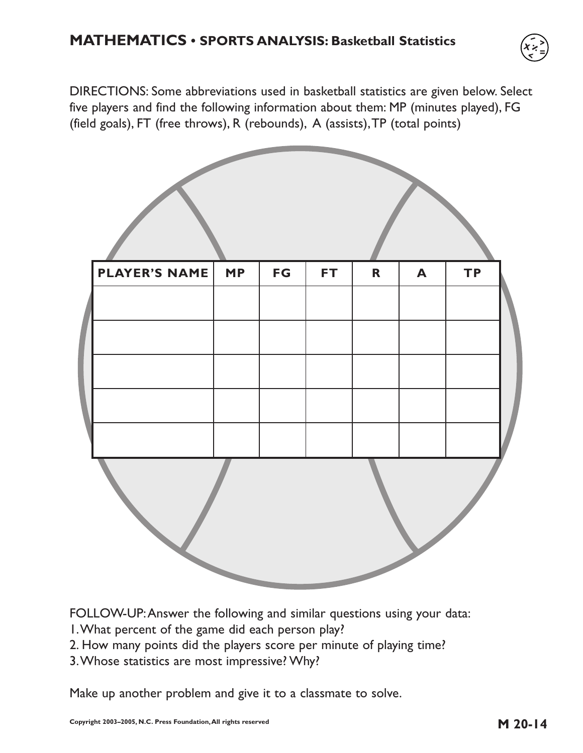## MATHEMATICS • SPORTS ANALYSIS: Basketball Statistics

DIRECTIONS: Some abbreviations used in basketball statistics are given below. Select five players and find the following information about them: MP (minutes played), FG (field goals), FT (free throws), R (rebounds), A (assists), TP (total points)

| PLAYER'S NAME | MP | FG | FT | R | A | TP |
|---|---|---|---|---|---|---|
| | | | | | | |
| | | | | | | |
| | | | | | | |
| | | | | | | |
| | | | | | | |

FOLLOW-UP: Answer the following and similar questions using your data:

1. What percent of the game did each person play?
2. How many points did the players score per minute of playing time?
3. Whose statistics are most impressive? Why?

Make up another problem and give it to a classmate to solve.

Copyright 2003–2005, N.C. Press Foundation, All rights reserved

M 20-14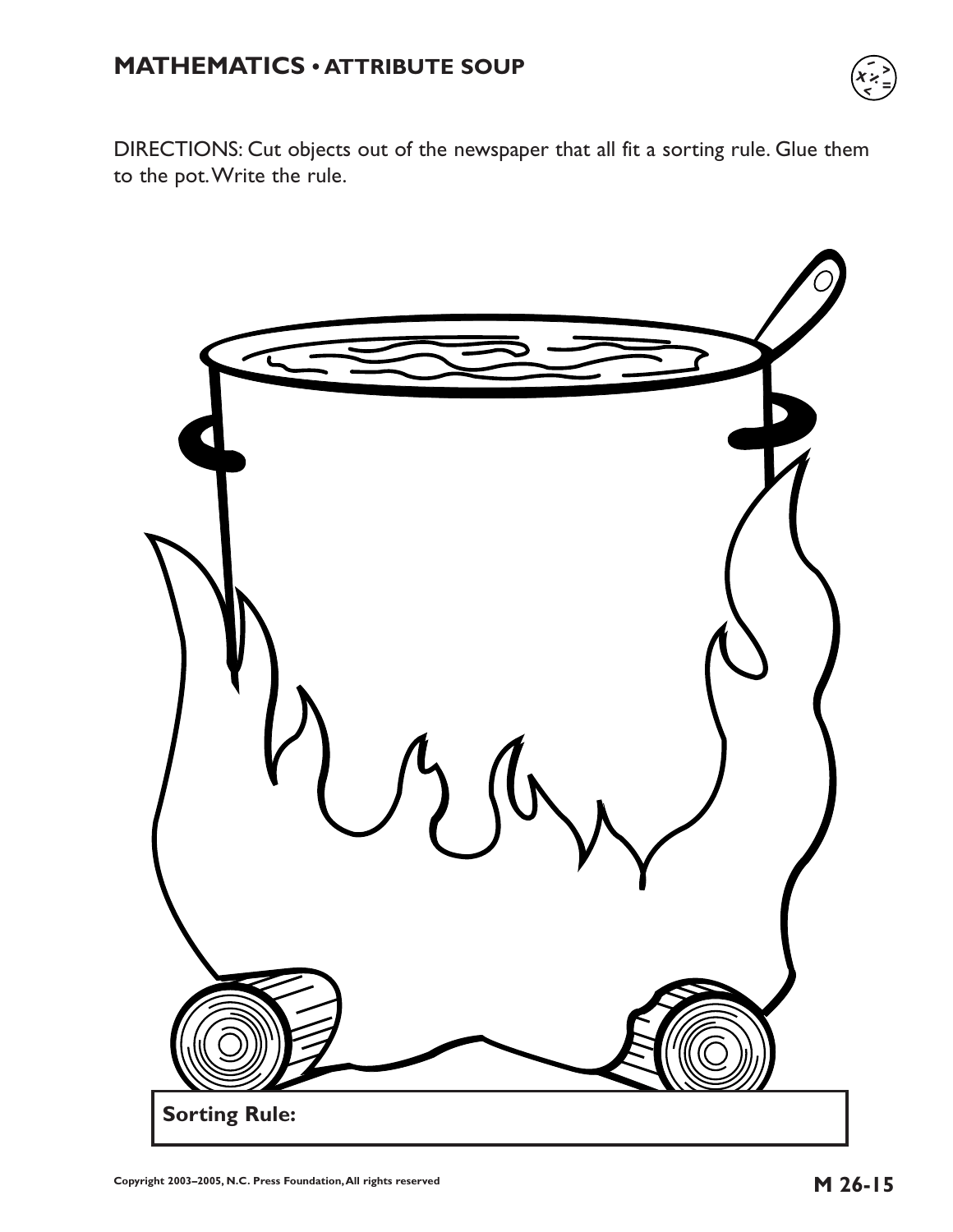## MATHEMATICS • ATTRIBUTE SOUP

DIRECTIONS: Cut objects out of the newspaper that all fit a sorting rule. Glue them to the pot. Write the rule.

**Sorting Rule:**

Copyright 2003–2005, N.C. Press Foundation, All rights reserved

M 26-15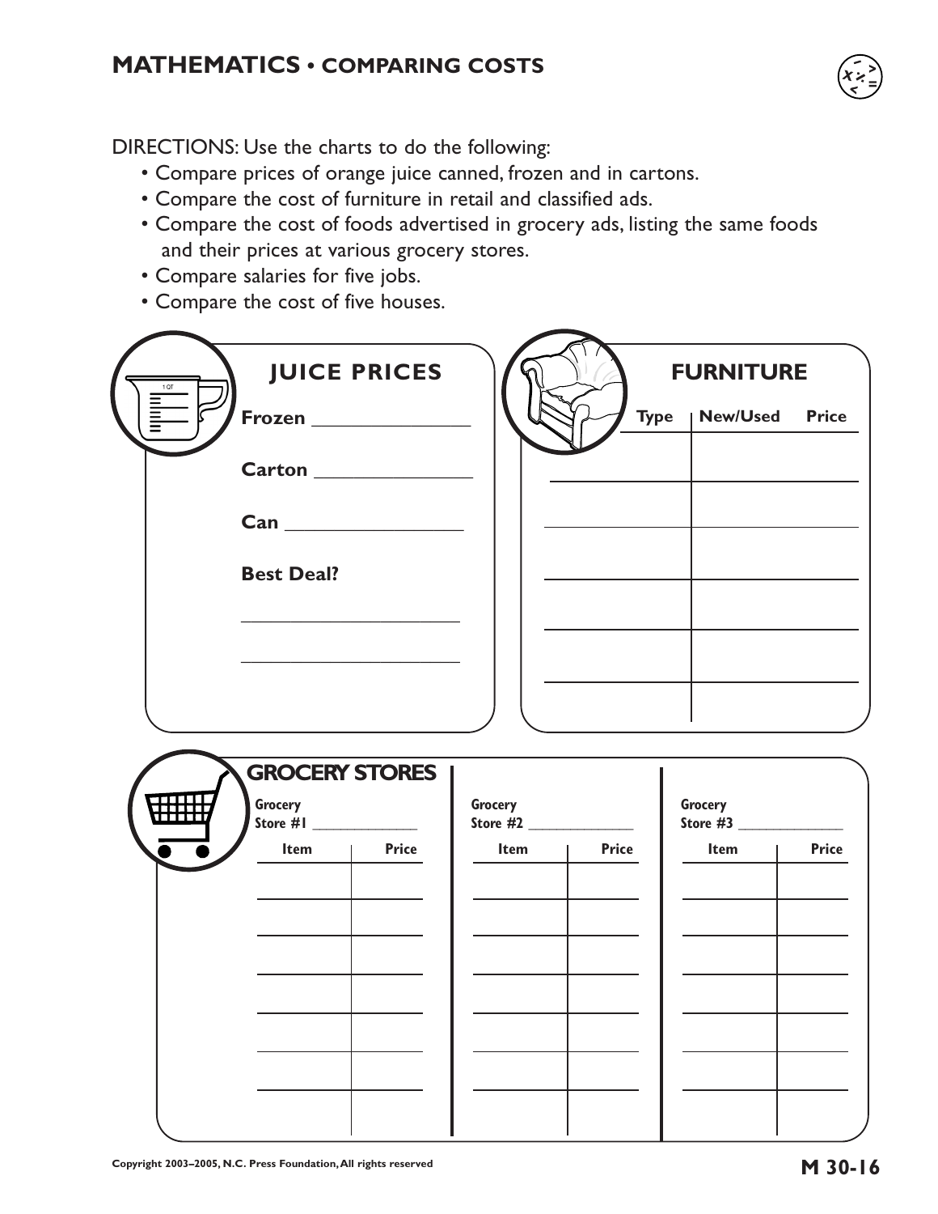## MATHEMATICS • COMPARING COSTS

DIRECTIONS: Use the charts to do the following:

- Compare prices of orange juice canned, frozen and in cartons.
- Compare the cost of furniture in retail and classified ads.
- Compare the cost of foods advertised in grocery ads, listing the same foods and their prices at various grocery stores.
- Compare salaries for five jobs.
- Compare the cost of five houses.

### JUICE PRICES

**Frozen** _______________

**Carton** _______________

**Can** _______________

**Best Deal?**

_______________________

_______________________

### FURNITURE

| Type | New/Used | Price |
|---|---|---|
| | | |
| | | |
| | | |
| | | |
| | | |
| | | |

### GROCERY STORES

Grocery Store #1 _______________

| Item | Price |
|---|---|
| | |
| | |
| | |
| | |
| | |
| | |
| | |

Grocery Store #2 _______________

| Item | Price |
|---|---|
| | |
| | |
| | |
| | |
| | |
| | |
| | |

Grocery Store #3 _______________

| Item | Price |
|---|---|
| | |
| | |
| | |
| | |
| | |
| | |
| | |

Copyright 2003–2005, N.C. Press Foundation, All rights reserved

M 30-16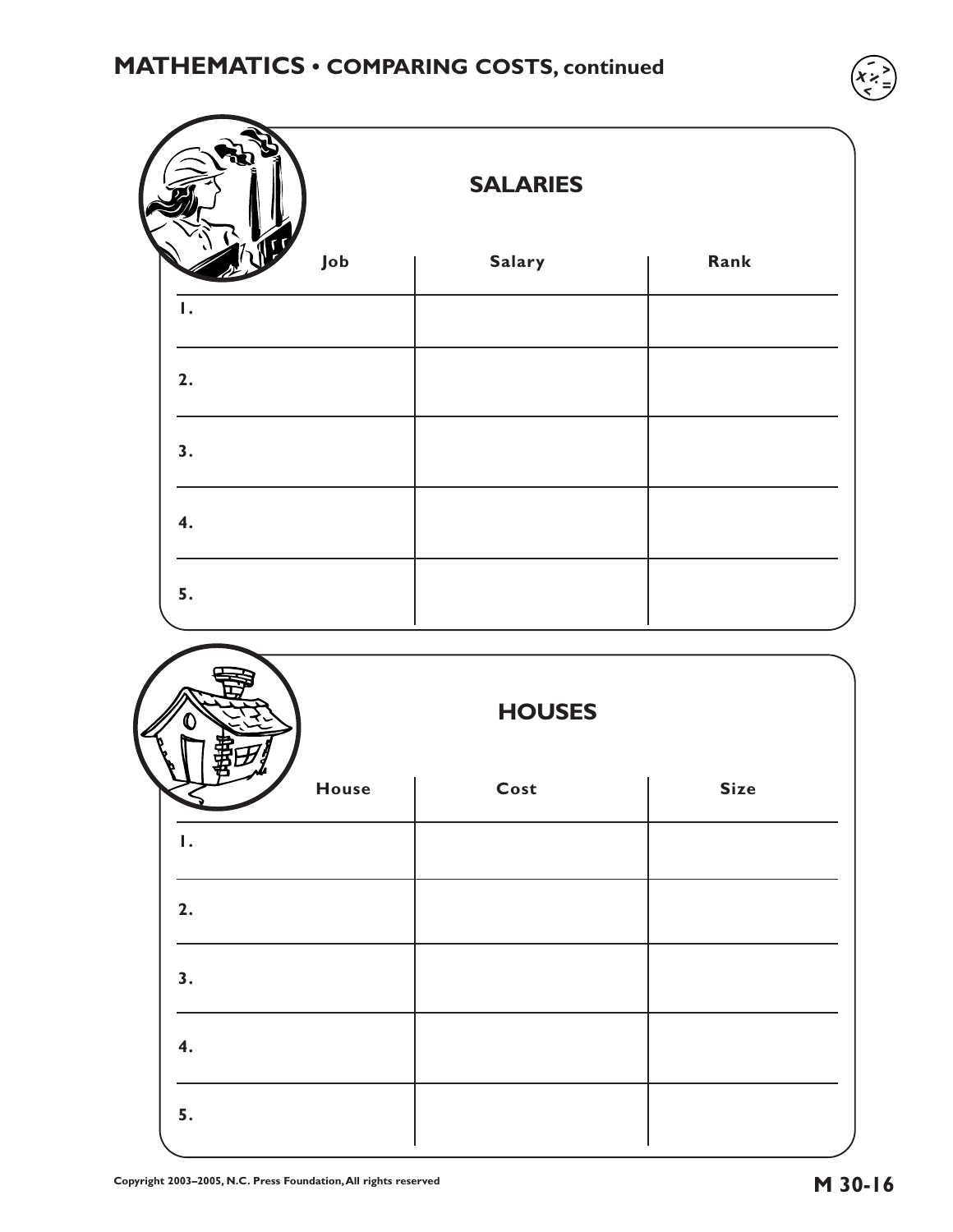## MATHEMATICS • COMPARING COSTS, continued

### SALARIES

| Job | Salary | Rank |
|---|---|---|
| 1. | | |
| 2. | | |
| 3. | | |
| 4. | | |
| 5. | | |

### HOUSES

| House | Cost | Size |
|---|---|---|
| 1. | | |
| 2. | | |
| 3. | | |
| 4. | | |
| 5. | | |

Copyright 2003–2005, N.C. Press Foundation, All rights reserved

M 30-16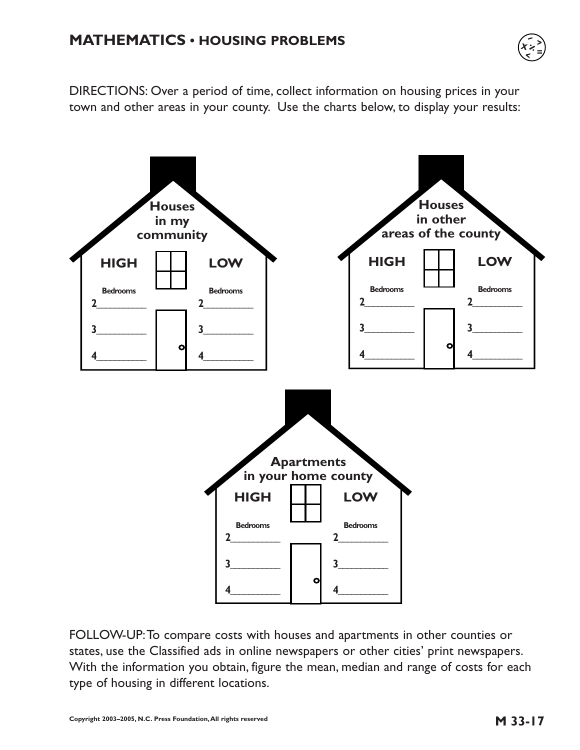# MATHEMATICS • HOUSING PROBLEMS

DIRECTIONS: Over a period of time, collect information on housing prices in your town and other areas in your county. Use the charts below, to display your results:

### Houses in my community

| HIGH | | LOW | |
|---|---|---|---|
| Bedrooms | | Bedrooms | |
| 2 | ________ | 2 | ________ |
| 3 | ________ | 3 | ________ |
| 4 | ________ | 4 | ________ |

### Houses in other areas of the county

| HIGH | | LOW | |
|---|---|---|---|
| Bedrooms | | Bedrooms | |
| 2 | ________ | 2 | ________ |
| 3 | ________ | 3 | ________ |
| 4 | ________ | 4 | ________ |

### Apartments in your home county

| HIGH | | LOW | |
|---|---|---|---|
| Bedrooms | | Bedrooms | |
| 2 | ________ | 2 | ________ |
| 3 | ________ | 3 | ________ |
| 4 | ________ | 4 | ________ |

FOLLOW-UP: To compare costs with houses and apartments in other counties or states, use the Classified ads in online newspapers or other cities' print newspapers. With the information you obtain, figure the mean, median and range of costs for each type of housing in different locations.

Copyright 2003–2005, N.C. Press Foundation, All rights reserved

M 33-17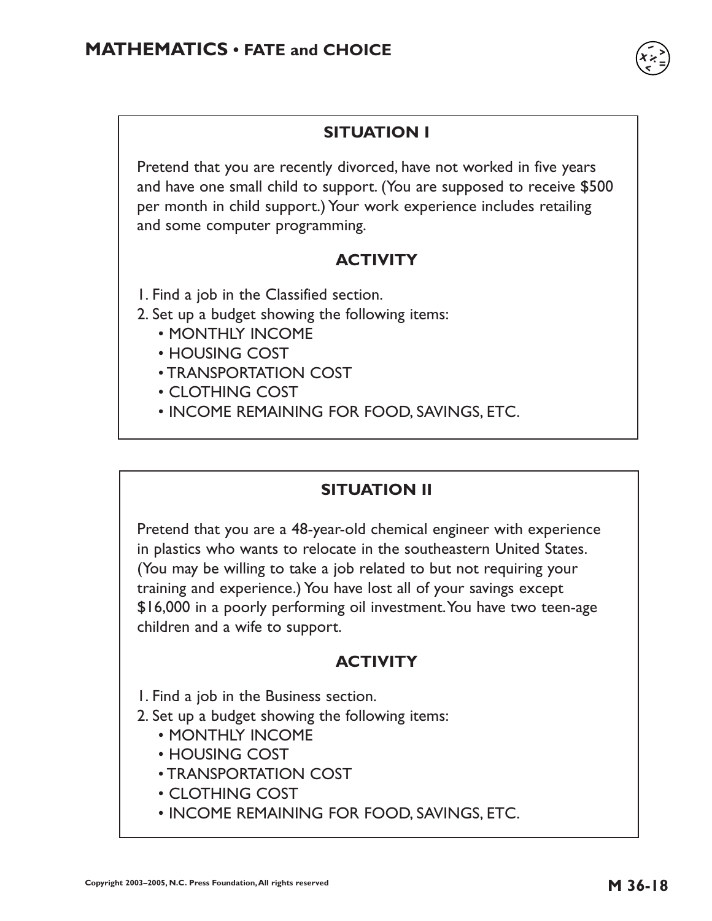## SITUATION I

Pretend that you are recently divorced, have not worked in five years and have one small child to support. (You are supposed to receive $500 per month in child support.) Your work experience includes retailing and some computer programming.

### ACTIVITY

1. Find a job in the Classified section.
2. Set up a budget showing the following items:
   - MONTHLY INCOME
   - HOUSING COST
   - TRANSPORTATION COST
   - CLOTHING COST
   - INCOME REMAINING FOR FOOD, SAVINGS, ETC.

## SITUATION II

Pretend that you are a 48-year-old chemical engineer with experience in plastics who wants to relocate in the southeastern United States. (You may be willing to take a job related to but not requiring your training and experience.) You have lost all of your savings except $16,000 in a poorly performing oil investment. You have two teen-age children and a wife to support.

### ACTIVITY

1. Find a job in the Business section.
2. Set up a budget showing the following items:
   - MONTHLY INCOME
   - HOUSING COST
   - TRANSPORTATION COST
   - CLOTHING COST
   - INCOME REMAINING FOR FOOD, SAVINGS, ETC.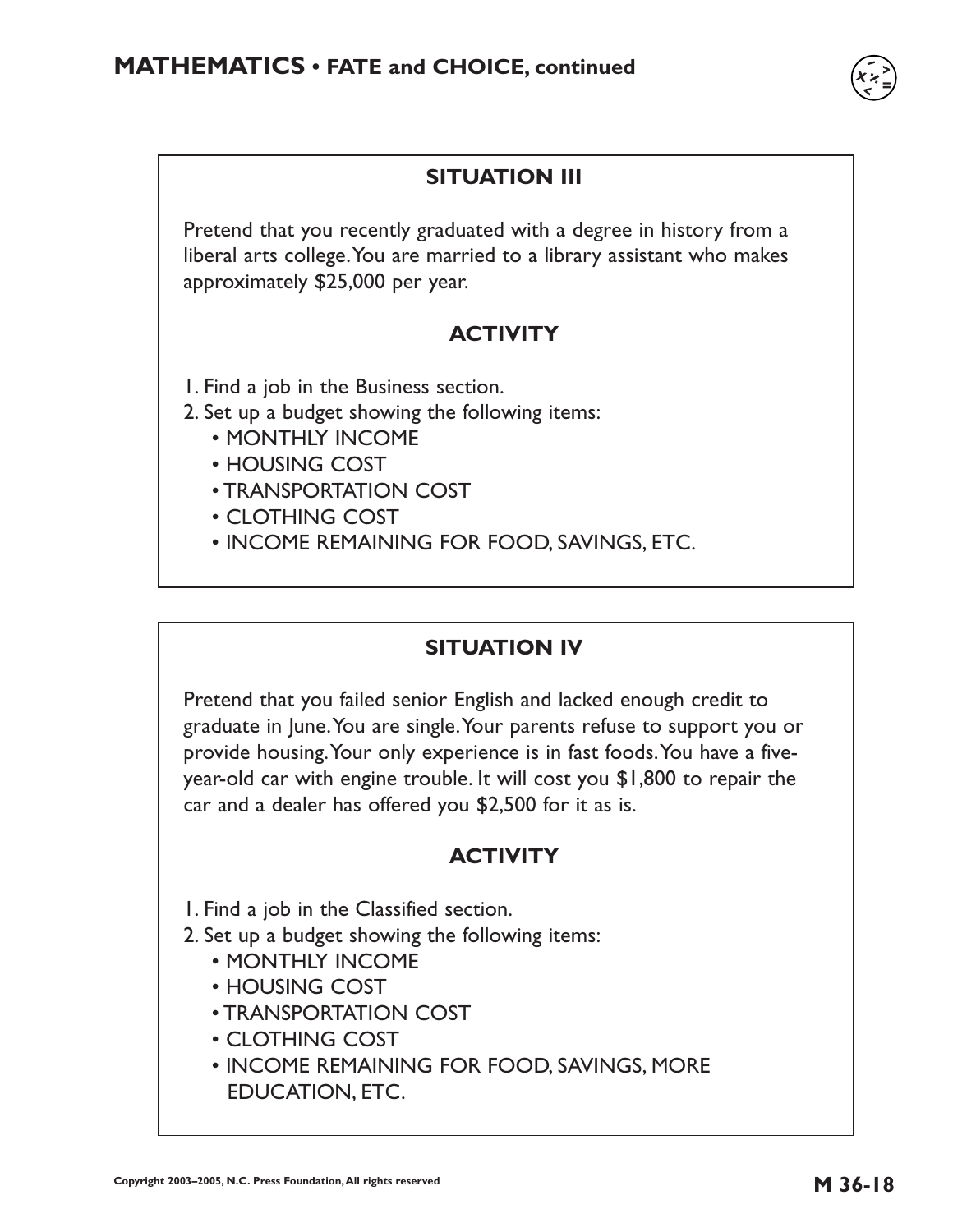## MATHEMATICS • FATE and CHOICE, continued

### SITUATION III

Pretend that you recently graduated with a degree in history from a liberal arts college. You are married to a library assistant who makes approximately $25,000 per year.

#### ACTIVITY

1. Find a job in the Business section.
2. Set up a budget showing the following items:
   - MONTHLY INCOME
   - HOUSING COST
   - TRANSPORTATION COST
   - CLOTHING COST
   - INCOME REMAINING FOR FOOD, SAVINGS, ETC.

### SITUATION IV

Pretend that you failed senior English and lacked enough credit to graduate in June. You are single. Your parents refuse to support you or provide housing. Your only experience is in fast foods. You have a five-year-old car with engine trouble. It will cost you $1,800 to repair the car and a dealer has offered you $2,500 for it as is.

#### ACTIVITY

1. Find a job in the Classified section.
2. Set up a budget showing the following items:
   - MONTHLY INCOME
   - HOUSING COST
   - TRANSPORTATION COST
   - CLOTHING COST
   - INCOME REMAINING FOR FOOD, SAVINGS, MORE EDUCATION, ETC.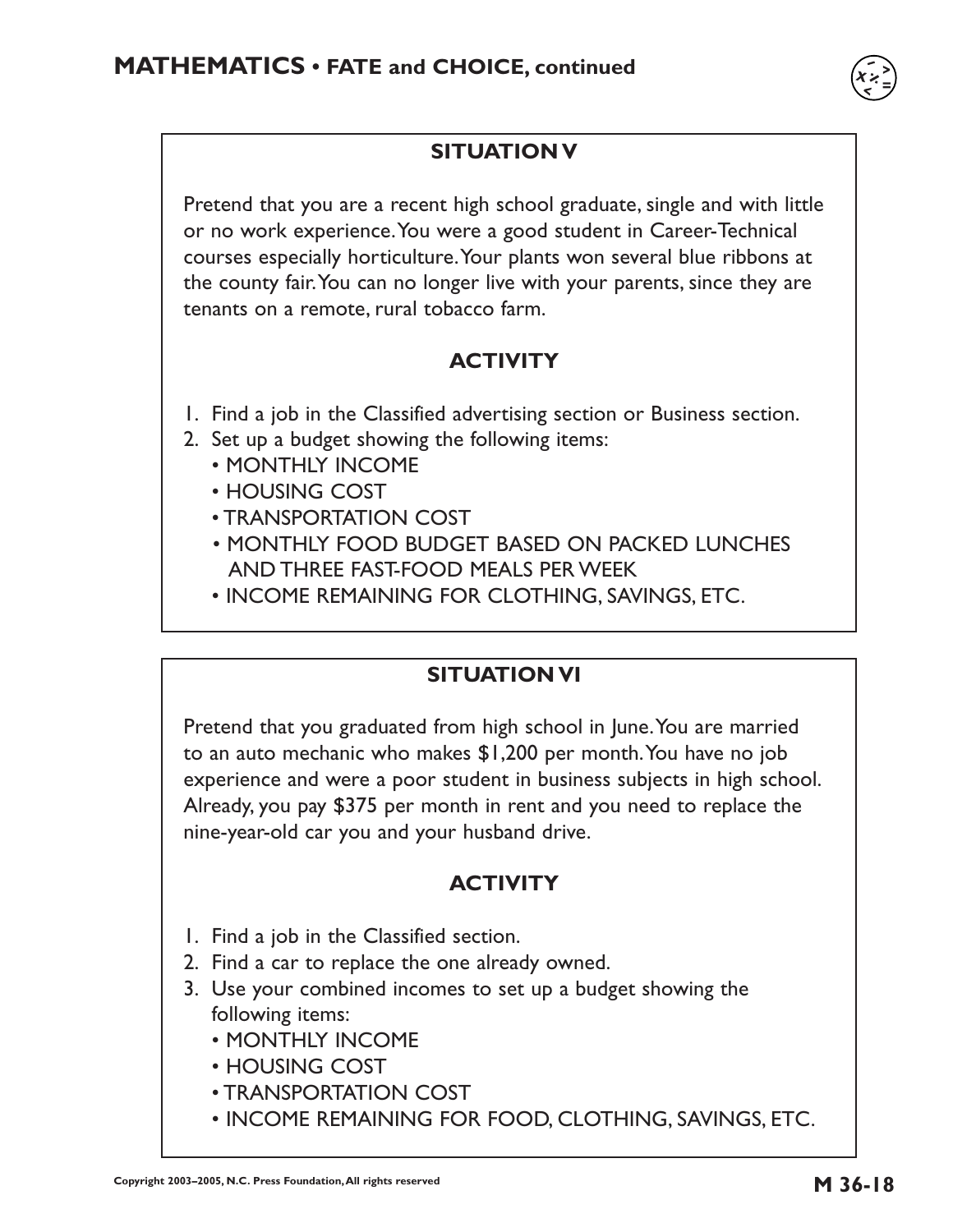## MATHEMATICS • FATE and CHOICE, continued

### SITUATION V

Pretend that you are a recent high school graduate, single and with little or no work experience. You were a good student in Career-Technical courses especially horticulture. Your plants won several blue ribbons at the county fair. You can no longer live with your parents, since they are tenants on a remote, rural tobacco farm.

### ACTIVITY

1. Find a job in the Classified advertising section or Business section.
2. Set up a budget showing the following items:
   - MONTHLY INCOME
   - HOUSING COST
   - TRANSPORTATION COST
   - MONTHLY FOOD BUDGET BASED ON PACKED LUNCHES AND THREE FAST-FOOD MEALS PER WEEK
   - INCOME REMAINING FOR CLOTHING, SAVINGS, ETC.

### SITUATION VI

Pretend that you graduated from high school in June. You are married to an auto mechanic who makes $1,200 per month. You have no job experience and were a poor student in business subjects in high school. Already, you pay $375 per month in rent and you need to replace the nine-year-old car you and your husband drive.

### ACTIVITY

1. Find a job in the Classified section.
2. Find a car to replace the one already owned.
3. Use your combined incomes to set up a budget showing the following items:
   - MONTHLY INCOME
   - HOUSING COST
   - TRANSPORTATION COST
   - INCOME REMAINING FOR FOOD, CLOTHING, SAVINGS, ETC.

Copyright 2003–2005, N.C. Press Foundation, All rights reserved